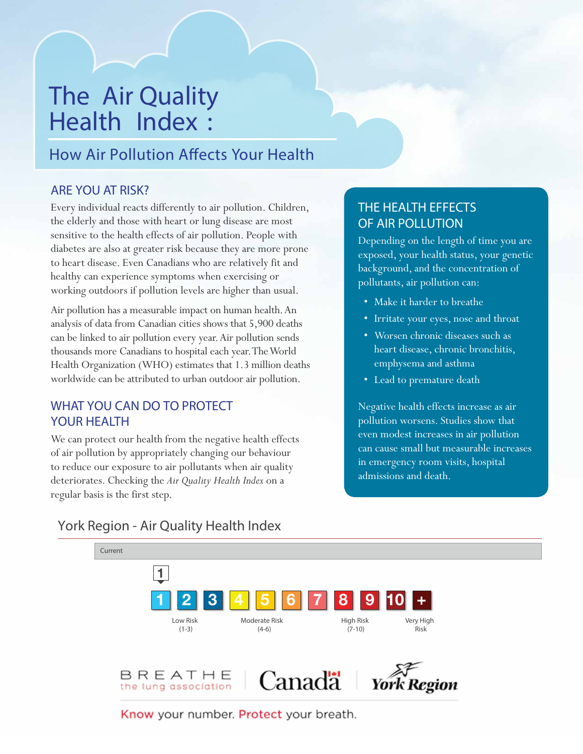# The Air Quality Health Index :

## How Air Pollution Affects Your Health

### ARE YOU AT RISK?

Every individual reacts differently to air pollution. Children, the elderly and those with heart or lung disease are most sensitive to the health effects of air pollution. People with diabetes are also at greater risk because they are more prone to heart disease. Even Canadians who are relatively fit and healthy can experience symptoms when exercising or working outdoors if pollution levels are higher than usual.

Air pollution has a measurable impact on human health. An analysis of data from Canadian cities shows that 5,900 deaths can be linked to air pollution every year. Air pollution sends thousands more Canadians to hospital each year. The World Health Organization (WHO) estimates that 1.3 million deaths worldwide can be attributed to urban outdoor air pollution.

### WHAT YOU CAN DO TO PROTECT YOUR HEALTH

We can protect our health from the negative health effects of air pollution by appropriately changing our behaviour to reduce our exposure to air pollutants when air quality deteriorates. Checking the *Air Quality Health Index* on a regular basis is the first step.

### THE HEALTH EFFECTS OF AIR POLLUTION

Depending on the length of time you are exposed, your health status, your genetic background, and the concentration of pollutants, air pollution can:

- Make it harder to breathe
- Irritate your eyes, nose and throat
- Worsen chronic diseases such as heart disease, chronic bronchitis, emphysema and asthma
- Lead to premature death

Negative health effects increase as air pollution worsens. Studies show that even modest increases in air pollution can cause small but measurable increases in emergency room visits, hospital admissions and death.

### York Region - Air Quality Health Index

Current: 1

| 1 | 2 | 3 | 4 | 5 | 6 | 7 | 8 | 9 | 10 | + |
|---|---|---|---|---|---|---|---|---|---|---|
| Low Risk (1-3) | | | Moderate Risk (4-6) | | | High Risk (7-10) | | | | Very High Risk |

BREATHE the lung association | Canada | York Region

Know your number. Protect your breath.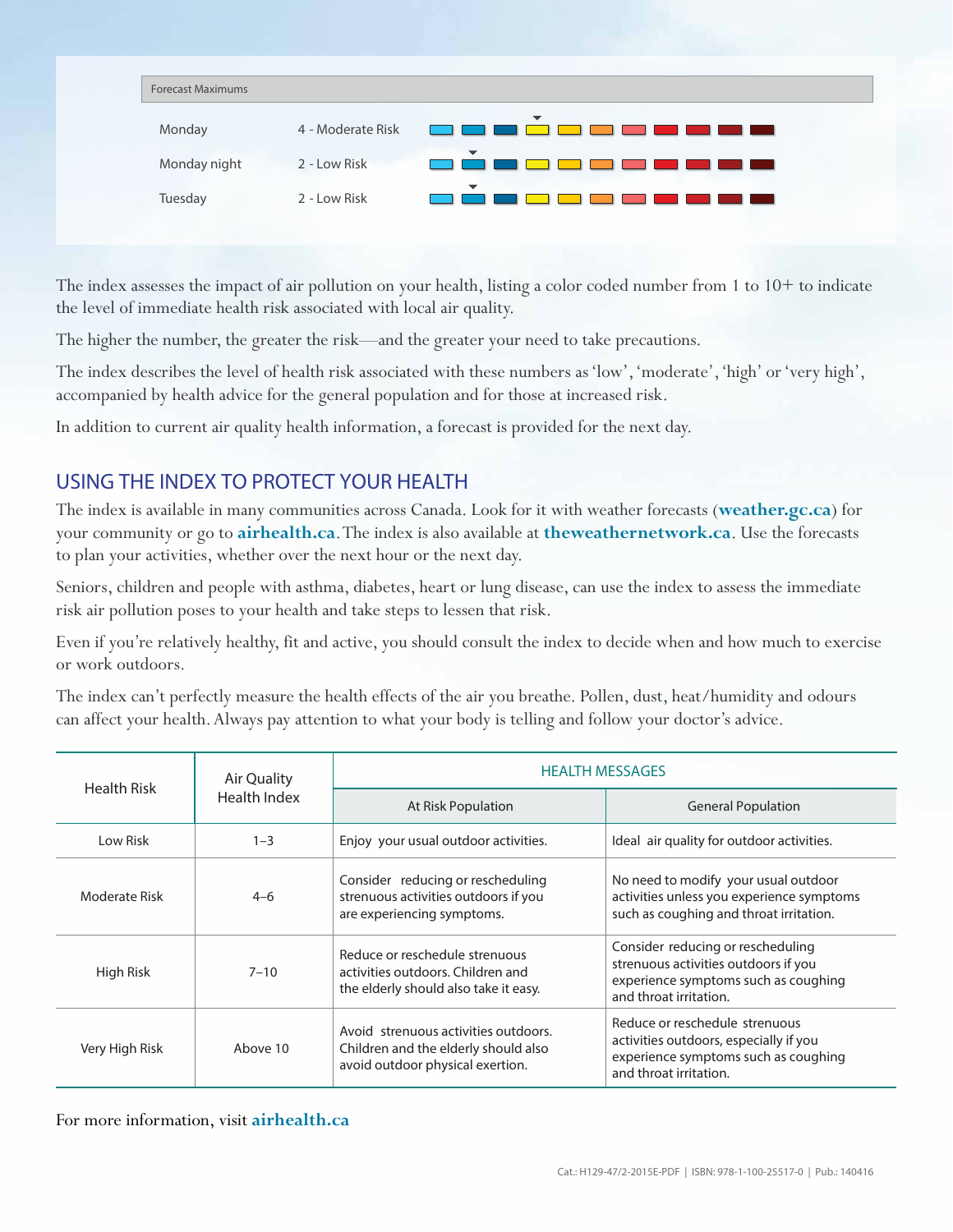Forecast Maximums

| | | |
|---|---|---|
| Monday | 4 - Moderate Risk | |
| Monday night | 2 - Low Risk | |
| Tuesday | 2 - Low Risk | |

The index assesses the impact of air pollution on your health, listing a color coded number from 1 to 10+ to indicate the level of immediate health risk associated with local air quality.

The higher the number, the greater the risk—and the greater your need to take precautions.

The index describes the level of health risk associated with these numbers as 'low', 'moderate', 'high' or 'very high', accompanied by health advice for the general population and for those at increased risk.

In addition to current air quality health information, a forecast is provided for the next day.

## USING THE INDEX TO PROTECT YOUR HEALTH

The index is available in many communities across Canada. Look for it with weather forecasts (**weather.gc.ca**) for your community or go to **airhealth.ca**. The index is also available at **theweathernetwork.ca**. Use the forecasts to plan your activities, whether over the next hour or the next day.

Seniors, children and people with asthma, diabetes, heart or lung disease, can use the index to assess the immediate risk air pollution poses to your health and take steps to lessen that risk.

Even if you're relatively healthy, fit and active, you should consult the index to decide when and how much to exercise or work outdoors.

The index can't perfectly measure the health effects of the air you breathe. Pollen, dust, heat/humidity and odours can affect your health. Always pay attention to what your body is telling and follow your doctor's advice.

| Health Risk | Air Quality Health Index | HEALTH MESSAGES | |
|---|---|---|---|
| | | At Risk Population | General Population |
| Low Risk | 1–3 | Enjoy your usual outdoor activities. | Ideal air quality for outdoor activities. |
| Moderate Risk | 4–6 | Consider reducing or rescheduling strenuous activities outdoors if you are experiencing symptoms. | No need to modify your usual outdoor activities unless you experience symptoms such as coughing and throat irritation. |
| High Risk | 7–10 | Reduce or reschedule strenuous activities outdoors. Children and the elderly should also take it easy. | Consider reducing or rescheduling strenuous activities outdoors if you experience symptoms such as coughing and throat irritation. |
| Very High Risk | Above 10 | Avoid strenuous activities outdoors. Children and the elderly should also avoid outdoor physical exertion. | Reduce or reschedule strenuous activities outdoors, especially if you experience symptoms such as coughing and throat irritation. |

For more information, visit **airhealth.ca**

Cat.: H129-47/2-2015E-PDF | ISBN: 978-1-100-25517-0 | Pub.: 140416